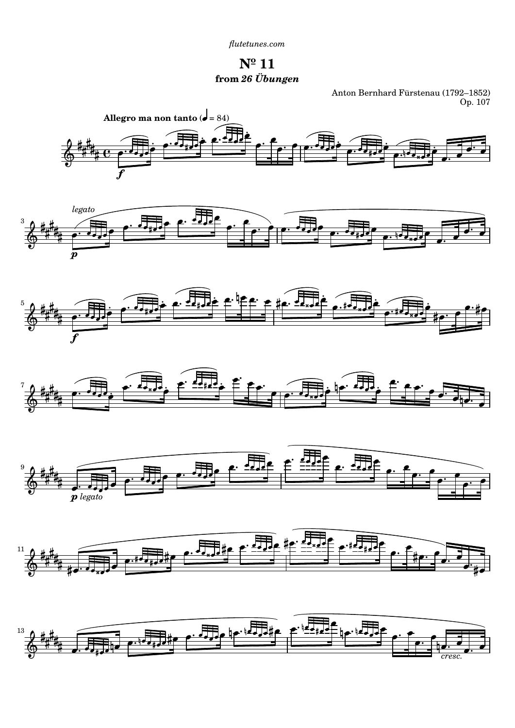*flutetunes.com*

# Nº 11

### from *26 Übungen*

Anton Bernhard Fürstenau (1792–1852)
Op. 107

**Allegro ma non tanto** (♩ = 84)